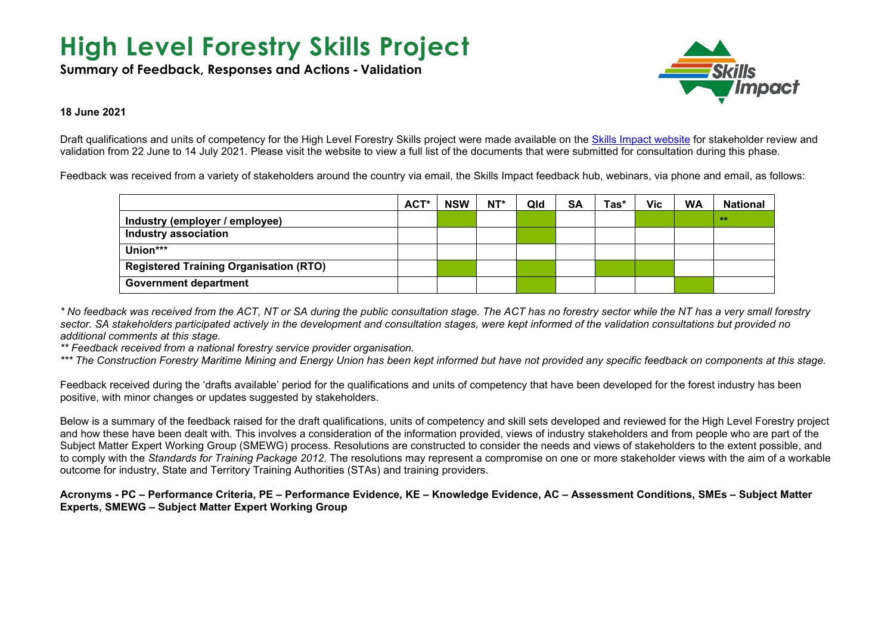# High Level Forestry Skills Project

**Summary of Feedback, Responses and Actions - Validation**

**18 June 2021**

Draft qualifications and units of competency for the High Level Forestry Skills project were made available on the Skills Impact website for stakeholder review and validation from 22 June to 14 July 2021. Please visit the website to view a full list of the documents that were submitted for consultation during this phase.

Feedback was received from a variety of stakeholders around the country via email, the Skills Impact feedback hub, webinars, via phone and email, as follows:

| | ACT* | NSW | NT* | Qld | SA | Tas* | Vic | WA | National |
|---|---|---|---|---|---|---|---|---|---|
| **Industry (employer / employee)** | | | | | | | | | ** |
| **Industry association** | | | | | | | | | |
| **Union*** ** | | | | | | | | | |
| **Registered Training Organisation (RTO)** | | | | | | | | | |
| **Government department** | | | | | | | | | |

*\* No feedback was received from the ACT, NT or SA during the public consultation stage. The ACT has no forestry sector while the NT has a very small forestry sector. SA stakeholders participated actively in the development and consultation stages, were kept informed of the validation consultations but provided no additional comments at this stage.*

*\*\* Feedback received from a national forestry service provider organisation.*

*\*\*\* The Construction Forestry Maritime Mining and Energy Union has been kept informed but have not provided any specific feedback on components at this stage.*

Feedback received during the 'drafts available' period for the qualifications and units of competency that have been developed for the forest industry has been positive, with minor changes or updates suggested by stakeholders.

Below is a summary of the feedback raised for the draft qualifications, units of competency and skill sets developed and reviewed for the High Level Forestry project and how these have been dealt with. This involves a consideration of the information provided, views of industry stakeholders and from people who are part of the Subject Matter Expert Working Group (SMEWG) process. Resolutions are constructed to consider the needs and views of stakeholders to the extent possible, and to comply with the *Standards for Training Package 2012*. The resolutions may represent a compromise on one or more stakeholder views with the aim of a workable outcome for industry, State and Territory Training Authorities (STAs) and training providers.

**Acronyms - PC – Performance Criteria, PE – Performance Evidence, KE – Knowledge Evidence, AC – Assessment Conditions, SMEs – Subject Matter Experts, SMEWG – Subject Matter Expert Working Group**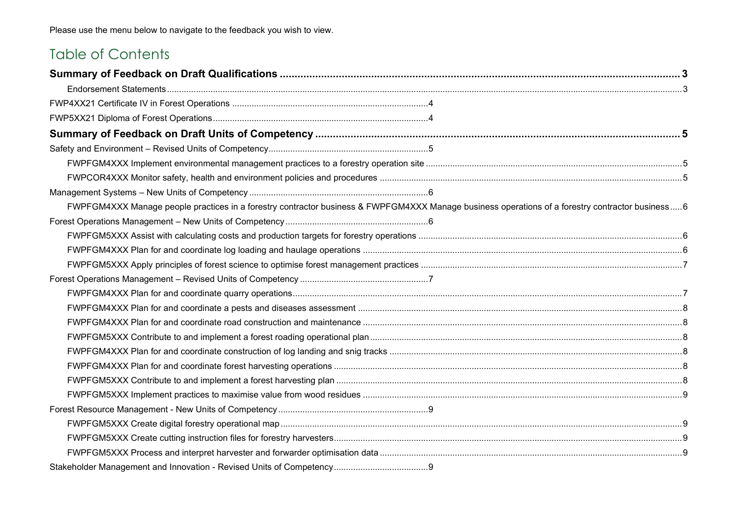Please use the menu below to navigate to the feedback you wish to view.

# Table of Contents

**Summary of Feedback on Draft Qualifications** .......... 3

- Endorsement Statements .......... 3

FWP4XX21 Certificate IV in Forest Operations .......... 4

FWP5XX21 Diploma of Forest Operations .......... 4

**Summary of Feedback on Draft Units of Competency** .......... 5

Safety and Environment – Revised Units of Competency .......... 5

- FWPFGM4XXX Implement environmental management practices to a forestry operation site .......... 5
- FWPCOR4XXX Monitor safety, health and environment policies and procedures .......... 5

Management Systems – New Units of Competency .......... 6

- FWPFGM4XXX Manage people practices in a forestry contractor business & FWPFGM4XXX Manage business operations of a forestry contractor business .......... 6

Forest Operations Management – New Units of Competency .......... 6

- FWPFGM5XXX Assist with calculating costs and production targets for forestry operations .......... 6
- FWPFGM4XXX Plan for and coordinate log loading and haulage operations .......... 6
- FWPFGM5XXX Apply principles of forest science to optimise forest management practices .......... 7

Forest Operations Management – Revised Units of Competency .......... 7

- FWPFGM4XXX Plan for and coordinate quarry operations .......... 7
- FWPFGM4XXX Plan for and coordinate a pests and diseases assessment .......... 8
- FWPFGM4XXX Plan for and coordinate road construction and maintenance .......... 8
- FWPFGM5XXX Contribute to and implement a forest roading operational plan .......... 8
- FWPFGM4XXX Plan for and coordinate construction of log landing and snig tracks .......... 8
- FWPFGM4XXX Plan for and coordinate forest harvesting operations .......... 8
- FWPFGM5XXX Contribute to and implement a forest harvesting plan .......... 8
- FWPFGM5XXX Implement practices to maximise value from wood residues .......... 9

Forest Resource Management - New Units of Competency .......... 9

- FWPFGM5XXX Create digital forestry operational map .......... 9
- FWPFGM5XXX Create cutting instruction files for forestry harvesters .......... 9
- FWPFGM5XXX Process and interpret harvester and forwarder optimisation data .......... 9

Stakeholder Management and Innovation - Revised Units of Competency .......... 9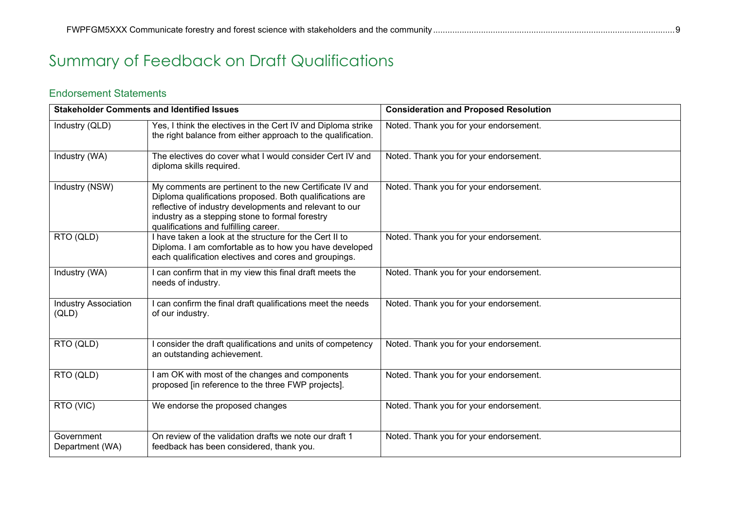FWPFGM5XXX Communicate forestry and forest science with stakeholders and the community ....................9

# Summary of Feedback on Draft Qualifications

## Endorsement Statements

| Stakeholder Comments and Identified Issues | | Consideration and Proposed Resolution |
|---|---|---|
| Industry (QLD) | Yes, I think the electives in the Cert IV and Diploma strike the right balance from either approach to the qualification. | Noted. Thank you for your endorsement. |
| Industry (WA) | The electives do cover what I would consider Cert IV and diploma skills required. | Noted. Thank you for your endorsement. |
| Industry (NSW) | My comments are pertinent to the new Certificate IV and Diploma qualifications proposed. Both qualifications are reflective of industry developments and relevant to our industry as a stepping stone to formal forestry qualifications and fulfilling career. | Noted. Thank you for your endorsement. |
| RTO (QLD) | I have taken a look at the structure for the Cert II to Diploma. I am comfortable as to how you have developed each qualification electives and cores and groupings. | Noted. Thank you for your endorsement. |
| Industry (WA) | I can confirm that in my view this final draft meets the needs of industry. | Noted. Thank you for your endorsement. |
| Industry Association (QLD) | I can confirm the final draft qualifications meet the needs of our industry. | Noted. Thank you for your endorsement. |
| RTO (QLD) | I consider the draft qualifications and units of competency an outstanding achievement. | Noted. Thank you for your endorsement. |
| RTO (QLD) | I am OK with most of the changes and components proposed [in reference to the three FWP projects]. | Noted. Thank you for your endorsement. |
| RTO (VIC) | We endorse the proposed changes | Noted. Thank you for your endorsement. |
| Government Department (WA) | On review of the validation drafts we note our draft 1 feedback has been considered, thank you. | Noted. Thank you for your endorsement. |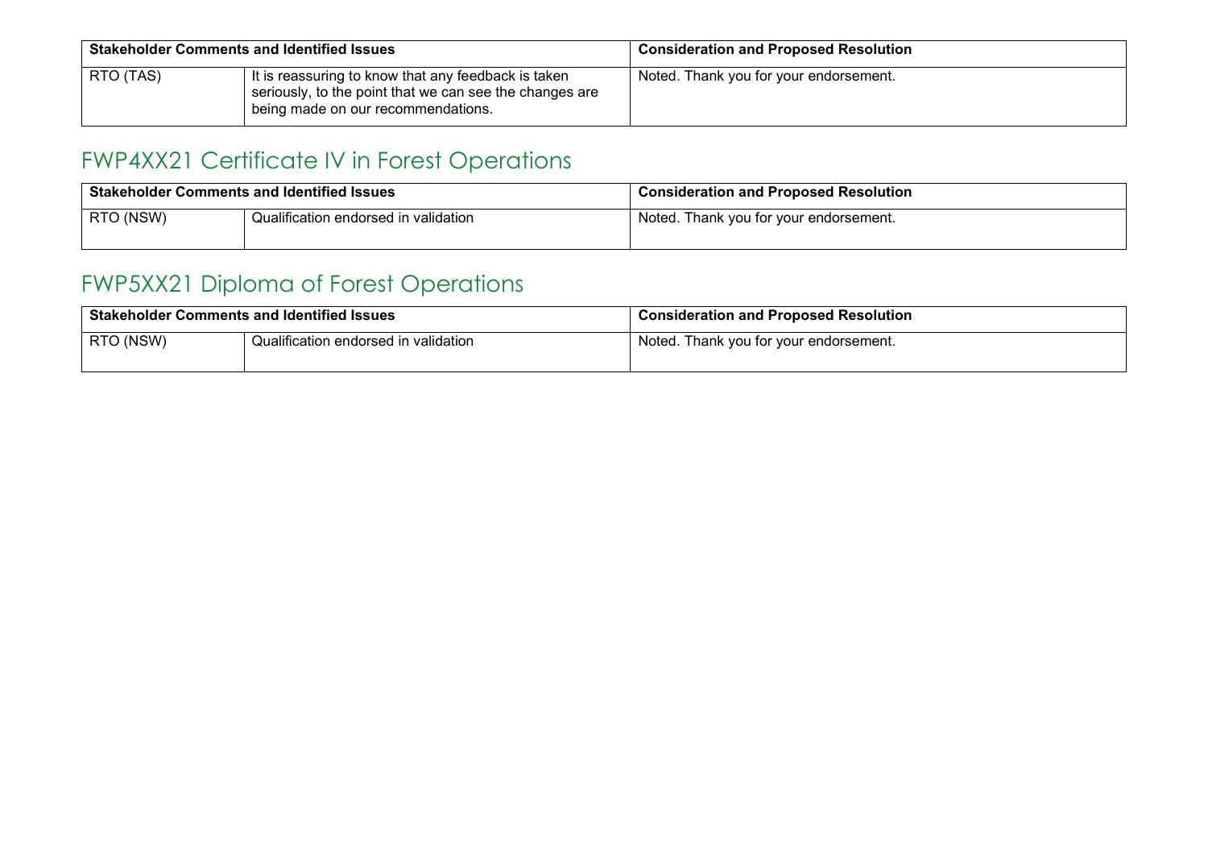| Stakeholder Comments and Identified Issues | | Consideration and Proposed Resolution |
|---|---|---|
| RTO (TAS) | It is reassuring to know that any feedback is taken seriously, to the point that we can see the changes are being made on our recommendations. | Noted. Thank you for your endorsement. |

## FWP4XX21 Certificate IV in Forest Operations

| Stakeholder Comments and Identified Issues | | Consideration and Proposed Resolution |
|---|---|---|
| RTO (NSW) | Qualification endorsed in validation | Noted. Thank you for your endorsement. |

## FWP5XX21 Diploma of Forest Operations

| Stakeholder Comments and Identified Issues | | Consideration and Proposed Resolution |
|---|---|---|
| RTO (NSW) | Qualification endorsed in validation | Noted. Thank you for your endorsement. |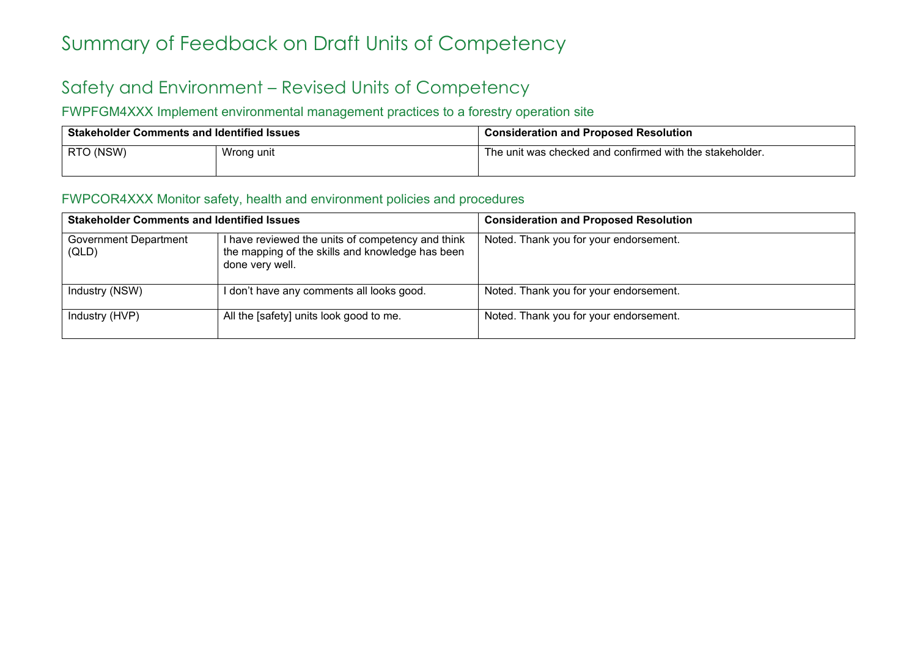# Summary of Feedback on Draft Units of Competency

## Safety and Environment – Revised Units of Competency

### FWPFGM4XXX Implement environmental management practices to a forestry operation site

| Stakeholder Comments and Identified Issues | | Consideration and Proposed Resolution |
|---|---|---|
| RTO (NSW) | Wrong unit | The unit was checked and confirmed with the stakeholder. |

### FWPCOR4XXX Monitor safety, health and environment policies and procedures

| Stakeholder Comments and Identified Issues | | Consideration and Proposed Resolution |
|---|---|---|
| Government Department (QLD) | I have reviewed the units of competency and think the mapping of the skills and knowledge has been done very well. | Noted. Thank you for your endorsement. |
| Industry (NSW) | I don't have any comments all looks good. | Noted. Thank you for your endorsement. |
| Industry (HVP) | All the [safety] units look good to me. | Noted. Thank you for your endorsement. |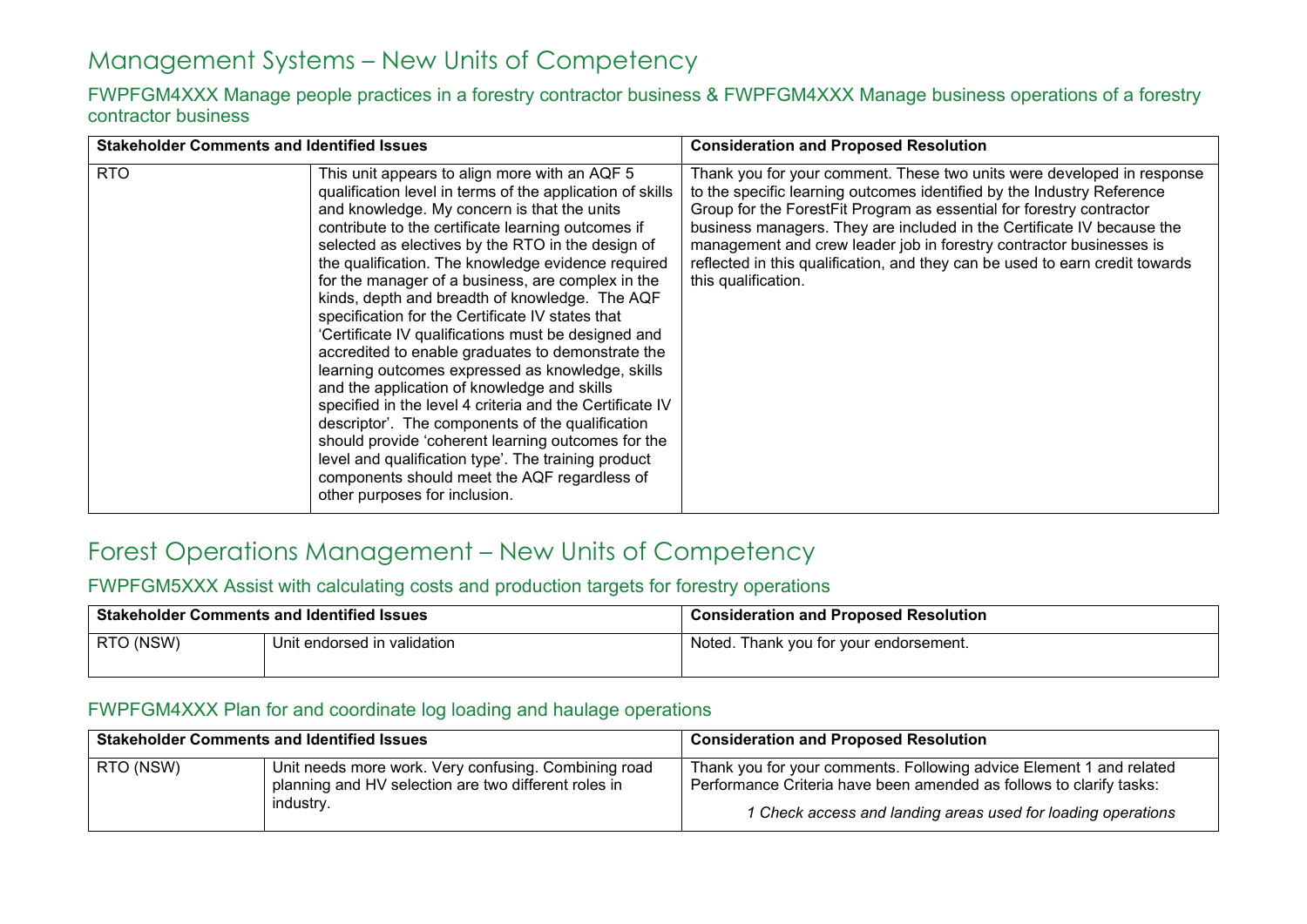# Management Systems – New Units of Competency

## FWPFGM4XXX Manage people practices in a forestry contractor business & FWPFGM4XXX Manage business operations of a forestry contractor business

| Stakeholder Comments and Identified Issues | | Consideration and Proposed Resolution |
|---|---|---|
| RTO | This unit appears to align more with an AQF 5 qualification level in terms of the application of skills and knowledge. My concern is that the units contribute to the certificate learning outcomes if selected as electives by the RTO in the design of the qualification. The knowledge evidence required for the manager of a business, are complex in the kinds, depth and breadth of knowledge. The AQF specification for the Certificate IV states that 'Certificate IV qualifications must be designed and accredited to enable graduates to demonstrate the learning outcomes expressed as knowledge, skills and the application of knowledge and skills specified in the level 4 criteria and the Certificate IV descriptor'. The components of the qualification should provide 'coherent learning outcomes for the level and qualification type'. The training product components should meet the AQF regardless of other purposes for inclusion. | Thank you for your comment. These two units were developed in response to the specific learning outcomes identified by the Industry Reference Group for the ForestFit Program as essential for forestry contractor business managers. They are included in the Certificate IV because the management and crew leader job in forestry contractor businesses is reflected in this qualification, and they can be used to earn credit towards this qualification. |

# Forest Operations Management – New Units of Competency

## FWPFGM5XXX Assist with calculating costs and production targets for forestry operations

| Stakeholder Comments and Identified Issues | | Consideration and Proposed Resolution |
|---|---|---|
| RTO (NSW) | Unit endorsed in validation | Noted. Thank you for your endorsement. |

## FWPFGM4XXX Plan for and coordinate log loading and haulage operations

| Stakeholder Comments and Identified Issues | | Consideration and Proposed Resolution |
|---|---|---|
| RTO (NSW) | Unit needs more work. Very confusing. Combining road planning and HV selection are two different roles in industry. | Thank you for your comments. Following advice Element 1 and related Performance Criteria have been amended as follows to clarify tasks: *1 Check access and landing areas used for loading operations* |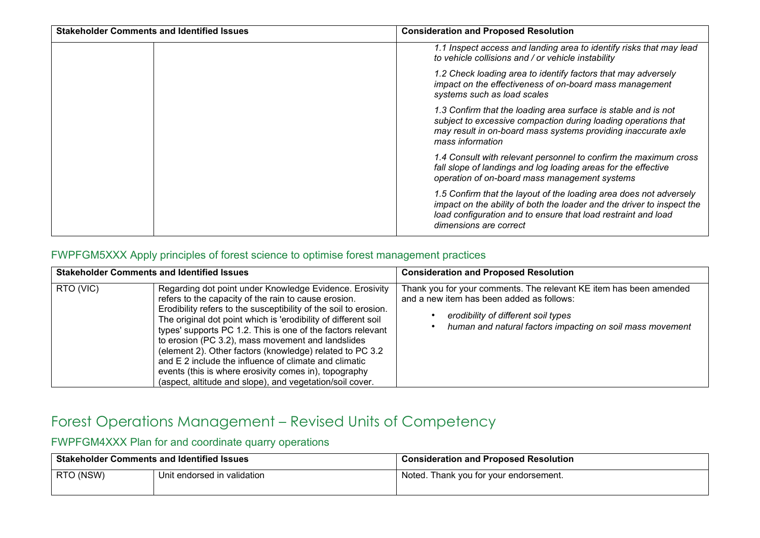| Stakeholder Comments and Identified Issues | | Consideration and Proposed Resolution |
|---|---|---|
| | | *1.1 Inspect access and landing area to identify risks that may lead to vehicle collisions and / or vehicle instability*<br><br>*1.2 Check loading area to identify factors that may adversely impact on the effectiveness of on-board mass management systems such as load scales*<br><br>*1.3 Confirm that the loading area surface is stable and is not subject to excessive compaction during loading operations that may result in on-board mass systems providing inaccurate axle mass information*<br><br>*1.4 Consult with relevant personnel to confirm the maximum cross fall slope of landings and log loading areas for the effective operation of on-board mass management systems*<br><br>*1.5 Confirm that the layout of the loading area does not adversely impact on the ability of both the loader and the driver to inspect the load configuration and to ensure that load restraint and load dimensions are correct* |

### FWPFGM5XXX Apply principles of forest science to optimise forest management practices

| Stakeholder Comments and Identified Issues | | Consideration and Proposed Resolution |
|---|---|---|
| RTO (VIC) | Regarding dot point under Knowledge Evidence. Erosivity refers to the capacity of the rain to cause erosion. Erodibility refers to the susceptibility of the soil to erosion. The original dot point which is 'erodibility of different soil types' supports PC 1.2. This is one of the factors relevant to erosion (PC 3.2), mass movement and landslides (element 2). Other factors (knowledge) related to PC 3.2 and E 2 include the influence of climate and climatic events (this is where erosivity comes in), topography (aspect, altitude and slope), and vegetation/soil cover. | Thank you for your comments. The relevant KE item has been amended and a new item has been added as follows:<br><br>• *erodibility of different soil types*<br>• *human and natural factors impacting on soil mass movement* |

## Forest Operations Management – Revised Units of Competency

### FWPFGM4XXX Plan for and coordinate quarry operations

| Stakeholder Comments and Identified Issues | | Consideration and Proposed Resolution |
|---|---|---|
| RTO (NSW) | Unit endorsed in validation | Noted. Thank you for your endorsement. |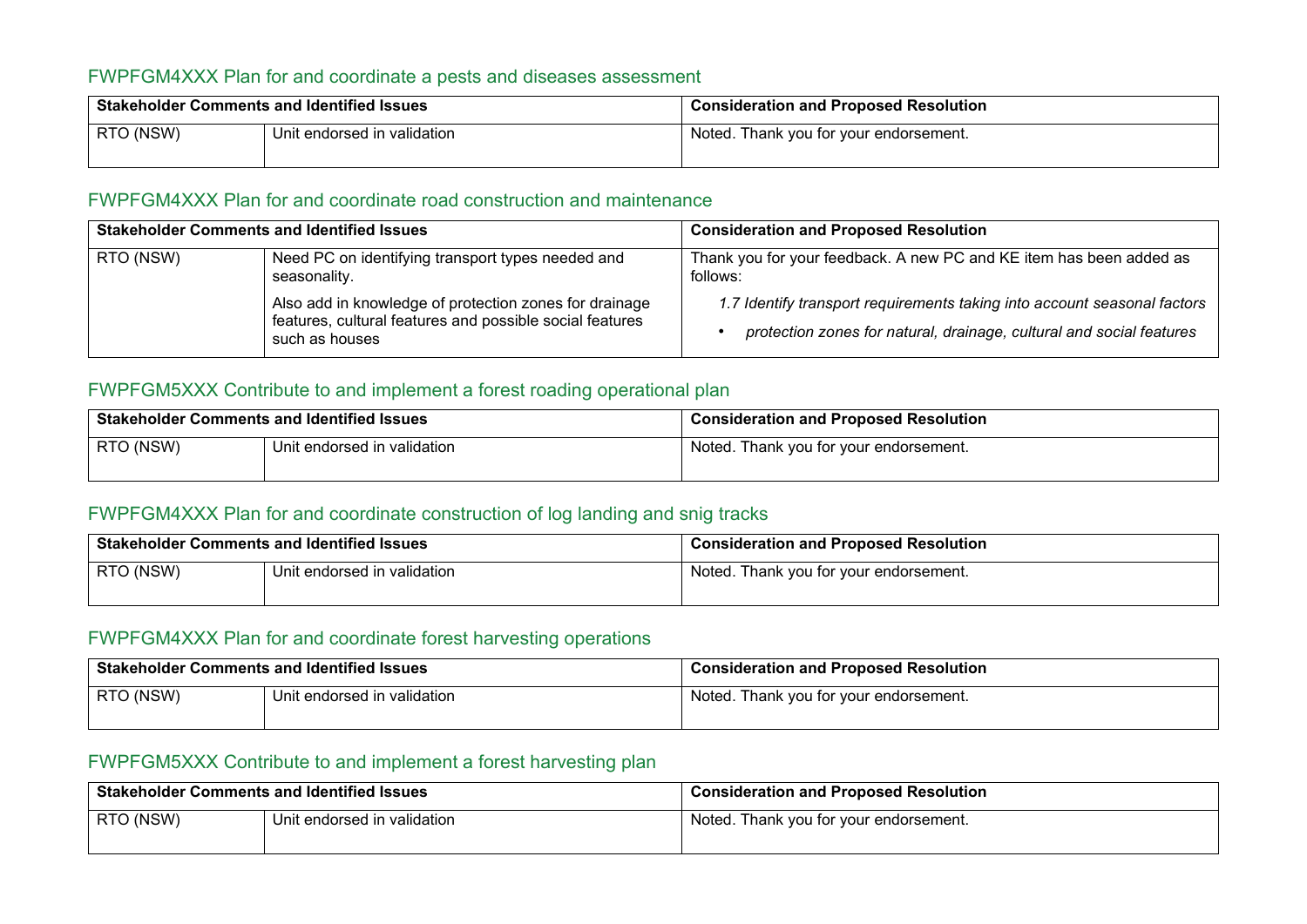## FWPFGM4XXX Plan for and coordinate a pests and diseases assessment

| Stakeholder Comments and Identified Issues | | Consideration and Proposed Resolution |
|---|---|---|
| RTO (NSW) | Unit endorsed in validation | Noted. Thank you for your endorsement. |

## FWPFGM4XXX Plan for and coordinate road construction and maintenance

| Stakeholder Comments and Identified Issues | | Consideration and Proposed Resolution |
|---|---|---|
| RTO (NSW) | Need PC on identifying transport types needed and seasonality.<br><br>Also add in knowledge of protection zones for drainage features, cultural features and possible social features such as houses | Thank you for your feedback. A new PC and KE item has been added as follows:<br><br>*1.7 Identify transport requirements taking into account seasonal factors*<br><br>• *protection zones for natural, drainage, cultural and social features* |

## FWPFGM5XXX Contribute to and implement a forest roading operational plan

| Stakeholder Comments and Identified Issues | | Consideration and Proposed Resolution |
|---|---|---|
| RTO (NSW) | Unit endorsed in validation | Noted. Thank you for your endorsement. |

## FWPFGM4XXX Plan for and coordinate construction of log landing and snig tracks

| Stakeholder Comments and Identified Issues | | Consideration and Proposed Resolution |
|---|---|---|
| RTO (NSW) | Unit endorsed in validation | Noted. Thank you for your endorsement. |

## FWPFGM4XXX Plan for and coordinate forest harvesting operations

| Stakeholder Comments and Identified Issues | | Consideration and Proposed Resolution |
|---|---|---|
| RTO (NSW) | Unit endorsed in validation | Noted. Thank you for your endorsement. |

## FWPFGM5XXX Contribute to and implement a forest harvesting plan

| Stakeholder Comments and Identified Issues | | Consideration and Proposed Resolution |
|---|---|---|
| RTO (NSW) | Unit endorsed in validation | Noted. Thank you for your endorsement. |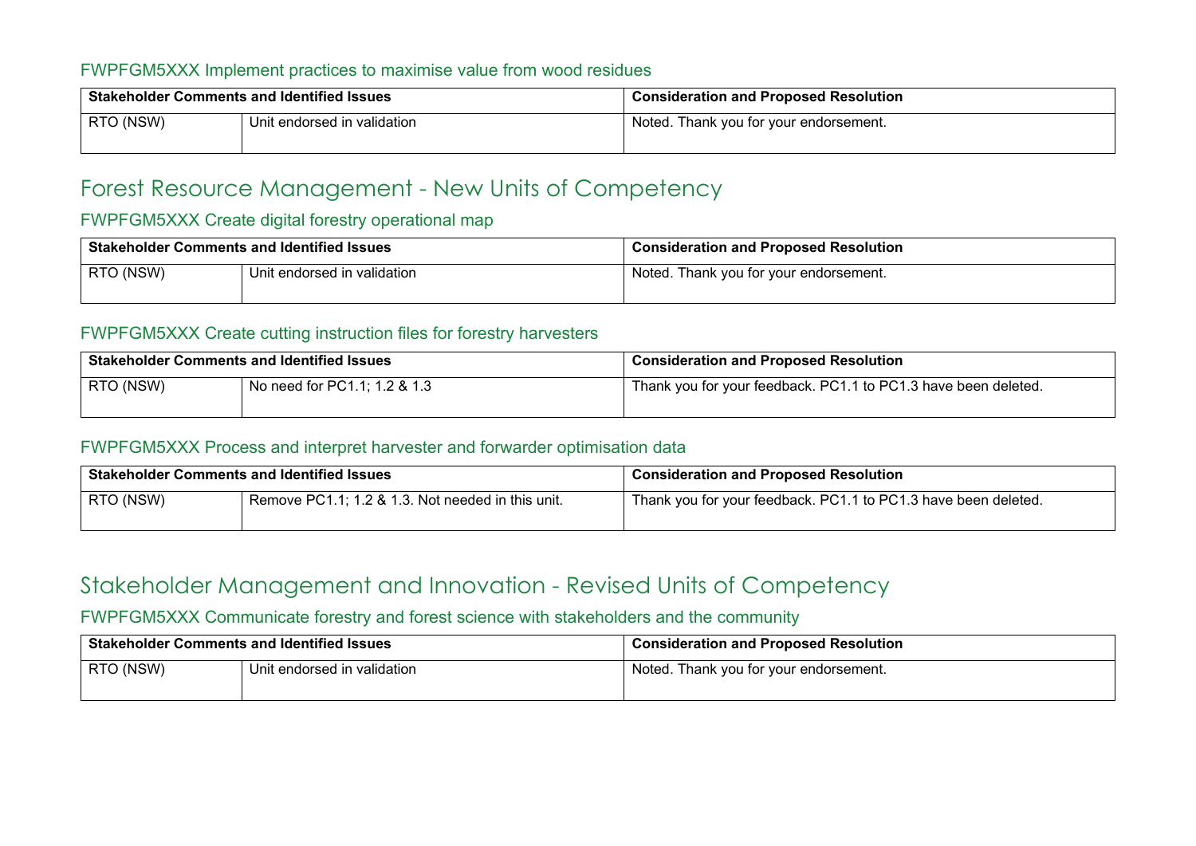### FWPFGM5XXX Implement practices to maximise value from wood residues

| Stakeholder Comments and Identified Issues | | Consideration and Proposed Resolution |
|---|---|---|
| RTO (NSW) | Unit endorsed in validation | Noted. Thank you for your endorsement. |

## Forest Resource Management - New Units of Competency

### FWPFGM5XXX Create digital forestry operational map

| Stakeholder Comments and Identified Issues | | Consideration and Proposed Resolution |
|---|---|---|
| RTO (NSW) | Unit endorsed in validation | Noted. Thank you for your endorsement. |

### FWPFGM5XXX Create cutting instruction files for forestry harvesters

| Stakeholder Comments and Identified Issues | | Consideration and Proposed Resolution |
|---|---|---|
| RTO (NSW) | No need for PC1.1; 1.2 & 1.3 | Thank you for your feedback. PC1.1 to PC1.3 have been deleted. |

### FWPFGM5XXX Process and interpret harvester and forwarder optimisation data

| Stakeholder Comments and Identified Issues | | Consideration and Proposed Resolution |
|---|---|---|
| RTO (NSW) | Remove PC1.1; 1.2 & 1.3. Not needed in this unit. | Thank you for your feedback. PC1.1 to PC1.3 have been deleted. |

## Stakeholder Management and Innovation - Revised Units of Competency

### FWPFGM5XXX Communicate forestry and forest science with stakeholders and the community

| Stakeholder Comments and Identified Issues | | Consideration and Proposed Resolution |
|---|---|---|
| RTO (NSW) | Unit endorsed in validation | Noted. Thank you for your endorsement. |